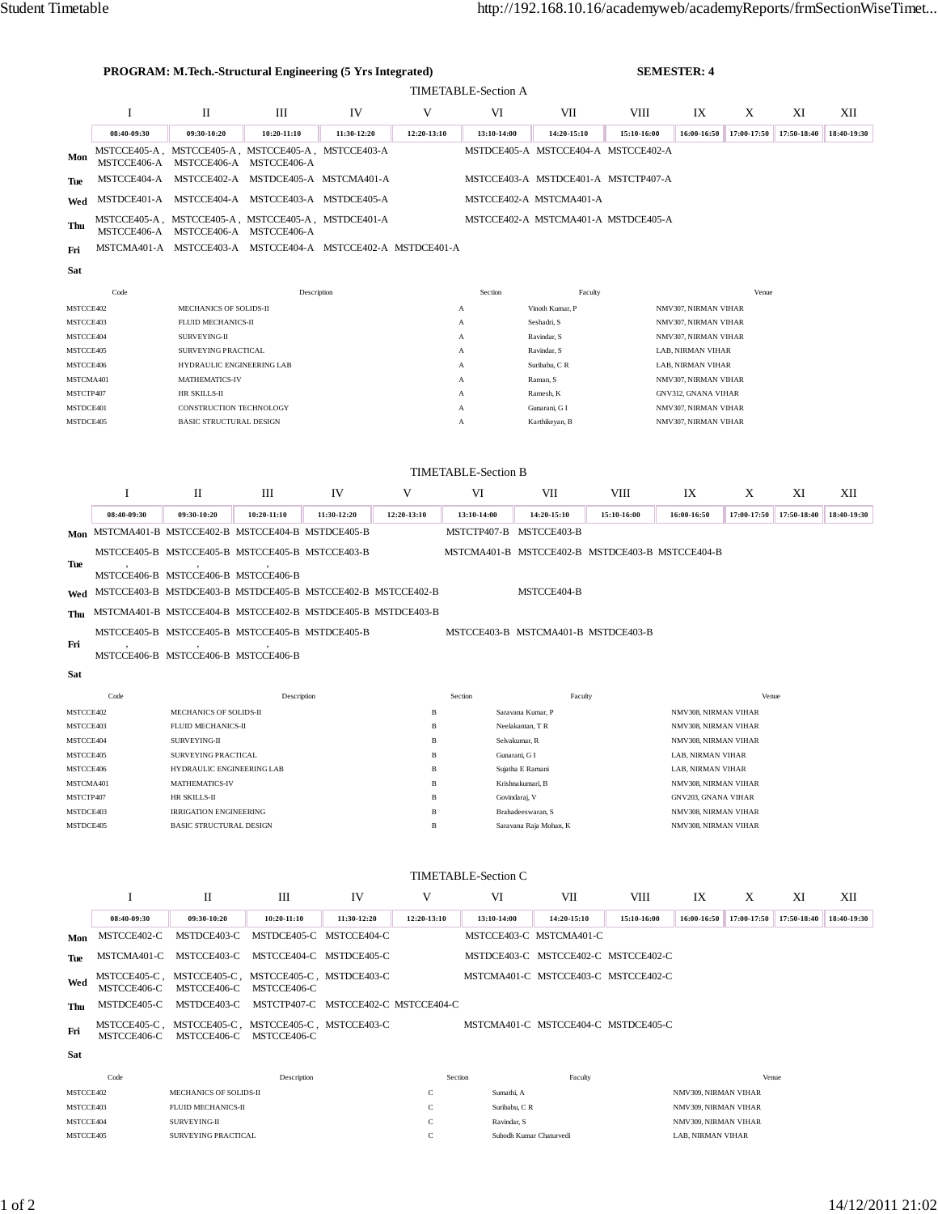**PROGRAM: M.Tech.-Structural Engineering (5 Yrs Integrated)** **SEMESTER: 4**

## TIMETABLE-Section A

| | I | II | III | IV | V | VI | VII | VIII | IX | X | XI | XII |
|---|---|---|---|---|---|---|---|---|---|---|---|---|
| | 08:40-09:30 | 09:30-10:20 | 10:20-11:10 | 11:30-12:20 | 12:20-13:10 | 13:10-14:00 | 14:20-15:10 | 15:10-16:00 | 16:00-16:50 | 17:00-17:50 | 17:50-18:40 | 18:40-19:30 |
| **Mon** | MSTCCE405-A , MSTCCE406-A | MSTCCE405-A , MSTCCE406-A | MSTCCE405-A , MSTCCE406-A | MSTCCE403-A | | MSTDCE405-A | MSTCCE404-A | MSTCCE402-A | | | | |
| **Tue** | MSTCCE404-A | MSTCCE402-A | MSTDCE405-A | MSTCMA401-A | | MSTCCE403-A | MSTDCE401-A | MSTCTP407-A | | | | |
| **Wed** | MSTDCE401-A | MSTCCE404-A | MSTCCE403-A | MSTDCE405-A | | MSTCCE402-A | MSTCMA401-A | | | | | |
| **Thu** | MSTCCE405-A , MSTCCE406-A | MSTCCE405-A , MSTCCE406-A | MSTCCE405-A , MSTCCE406-A | MSTDCE401-A | | MSTCCE402-A | MSTCMA401-A | MSTDCE405-A | | | | |
| **Fri** | MSTCMA401-A | MSTCCE403-A | MSTCCE404-A | MSTCCE402-A | MSTDCE401-A | | | | | | | |
| **Sat** | | | | | | | | | | | | |

| Code | Description | Section | Faculty | Venue |
|---|---|---|---|---|
| MSTCCE402 | MECHANICS OF SOLIDS-II | A | Vinoth Kumar, P | NMV307, NIRMAN VIHAR |
| MSTCCE403 | FLUID MECHANICS-II | A | Seshadri, S | NMV307, NIRMAN VIHAR |
| MSTCCE404 | SURVEYING-II | A | Ravindar, S | NMV307, NIRMAN VIHAR |
| MSTCCE405 | SURVEYING PRACTICAL | A | Ravindar, S | LAB, NIRMAN VIHAR |
| MSTCCE406 | HYDRAULIC ENGINEERING LAB | A | Suribabu, C R | LAB, NIRMAN VIHAR |
| MSTCMA401 | MATHEMATICS-IV | A | Raman, S | NMV307, NIRMAN VIHAR |
| MSTCTP407 | HR SKILLS-II | A | Ramesh, K | GNV312, GNANA VIHAR |
| MSTDCE401 | CONSTRUCTION TECHNOLOGY | A | Gunarani, G I | NMV307, NIRMAN VIHAR |
| MSTDCE405 | BASIC STRUCTURAL DESIGN | A | Karthikeyan, B | NMV307, NIRMAN VIHAR |

## TIMETABLE-Section B

| | I | II | III | IV | V | VI | VII | VIII | IX | X | XI | XII |
|---|---|---|---|---|---|---|---|---|---|---|---|---|
| | 08:40-09:30 | 09:30-10:20 | 10:20-11:10 | 11:30-12:20 | 12:20-13:10 | 13:10-14:00 | 14:20-15:10 | 15:10-16:00 | 16:00-16:50 | 17:00-17:50 | 17:50-18:40 | 18:40-19:30 |
| **Mon** | MSTCMA401-B | MSTCCE402-B | MSTCCE404-B | MSTDCE405-B | | MSTCTP407-B | MSTCCE403-B | | | | | |
| **Tue** | MSTCCE405-B , MSTCCE406-B | MSTCCE405-B , MSTCCE406-B | MSTCCE405-B , MSTCCE406-B | MSTCCE403-B | | MSTCMA401-B | MSTCCE402-B | MSTDCE403-B | MSTCCE404-B | | | |
| **Wed** | MSTCCE403-B | MSTDCE403-B | MSTDCE405-B | MSTCCE402-B | MSTCCE402-B | | MSTCCE404-B | | | | | |
| **Thu** | MSTCMA401-B | MSTCCE404-B | MSTCCE402-B | MSTDCE405-B | MSTDCE403-B | | | | | | | |
| **Fri** | MSTCCE405-B , MSTCCE406-B | MSTCCE405-B , MSTCCE406-B | MSTCCE405-B , MSTCCE406-B | MSTDCE405-B | | MSTCCE403-B | MSTCMA401-B | MSTDCE403-B | | | | |
| **Sat** | | | | | | | | | | | | |

| Code | Description | Section | Faculty | Venue |
|---|---|---|---|---|
| MSTCCE402 | MECHANICS OF SOLIDS-II | B | Saravana Kumar, P | NMV308, NIRMAN VIHAR |
| MSTCCE403 | FLUID MECHANICS-II | B | Neelakantan, T R | NMV308, NIRMAN VIHAR |
| MSTCCE404 | SURVEYING-II | B | Selvakumar, R | NMV308, NIRMAN VIHAR |
| MSTCCE405 | SURVEYING PRACTICAL | B | Gunarani, G I | LAB, NIRMAN VIHAR |
| MSTCCE406 | HYDRAULIC ENGINEERING LAB | B | Sujatha E Ramani | LAB, NIRMAN VIHAR |
| MSTCMA401 | MATHEMATICS-IV | B | Krishnakumari, B | NMV308, NIRMAN VIHAR |
| MSTCTP407 | HR SKILLS-II | B | Govindaraj, V | GNV203, GNANA VIHAR |
| MSTDCE403 | IRRIGATION ENGINEERING | B | Brahadeeswaran, S | NMV308, NIRMAN VIHAR |
| MSTDCE405 | BASIC STRUCTURAL DESIGN | B | Saravana Raja Mohan, K | NMV308, NIRMAN VIHAR |

## TIMETABLE-Section C

| | I | II | III | IV | V | VI | VII | VIII | IX | X | XI | XII |
|---|---|---|---|---|---|---|---|---|---|---|---|---|
| | 08:40-09:30 | 09:30-10:20 | 10:20-11:10 | 11:30-12:20 | 12:20-13:10 | 13:10-14:00 | 14:20-15:10 | 15:10-16:00 | 16:00-16:50 | 17:00-17:50 | 17:50-18:40 | 18:40-19:30 |
| **Mon** | MSTCCE402-C | MSTDCE403-C | MSTDCE405-C | MSTCCE404-C | | MSTCCE403-C | MSTCMA401-C | | | | | |
| **Tue** | MSTCMA401-C | MSTCCE403-C | MSTCCE404-C | MSTDCE405-C | | MSTDCE403-C | MSTCCE402-C | MSTCCE402-C | | | | |
| **Wed** | MSTCCE405-C , MSTCCE406-C | MSTCCE405-C , MSTCCE406-C | MSTCCE405-C , MSTCCE406-C | MSTDCE403-C | | MSTCMA401-C | MSTCCE403-C | MSTCCE402-C | | | | |
| **Thu** | MSTDCE405-C | MSTDCE403-C | MSTCTP407-C | MSTCCE402-C | MSTCCE404-C | | | | | | | |
| **Fri** | MSTCCE405-C , MSTCCE406-C | MSTCCE405-C , MSTCCE406-C | MSTCCE405-C , MSTCCE406-C | MSTCCE403-C | | MSTCMA401-C | MSTCCE404-C | MSTDCE405-C | | | | |
| **Sat** | | | | | | | | | | | | |

| Code | Description | Section | Faculty | Venue |
|---|---|---|---|---|
| MSTCCE402 | MECHANICS OF SOLIDS-II | C | Sumathi, A | NMV309, NIRMAN VIHAR |
| MSTCCE403 | FLUID MECHANICS-II | C | Suribabu, C R | NMV309, NIRMAN VIHAR |
| MSTCCE404 | SURVEYING-II | C | Ravindar, S | NMV309, NIRMAN VIHAR |
| MSTCCE405 | SURVEYING PRACTICAL | C | Subodh Kumar Chaturvedi | LAB, NIRMAN VIHAR |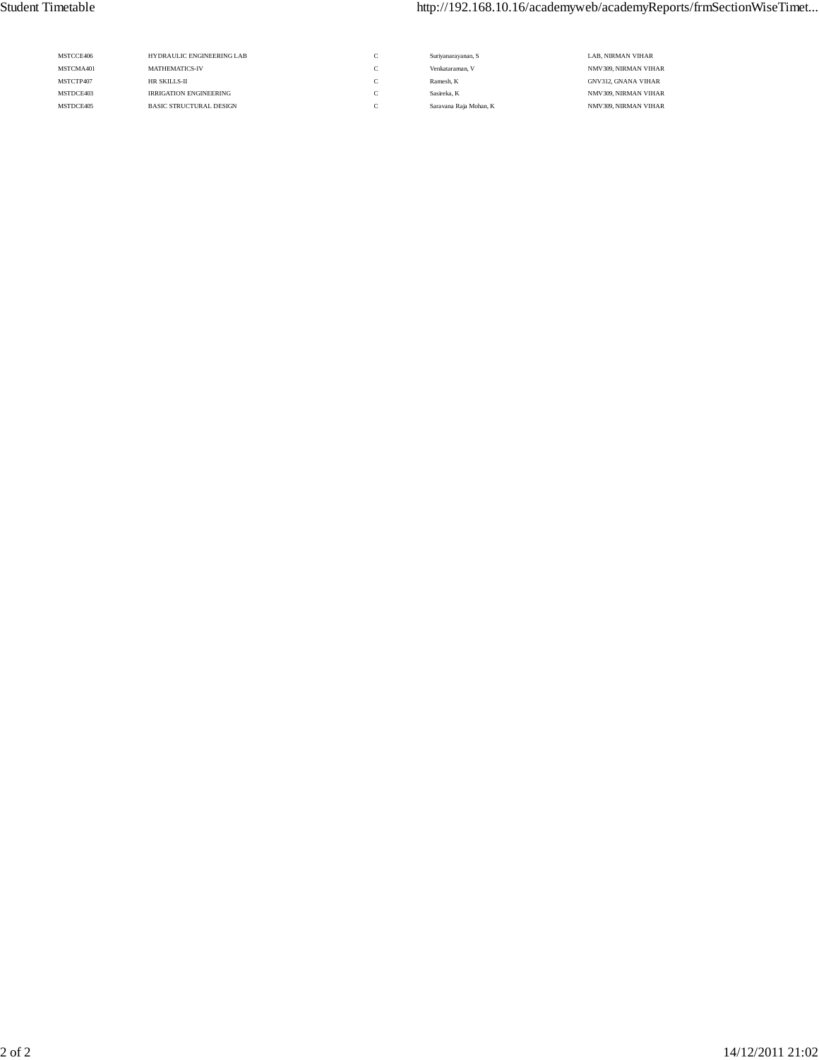| | | | | |
|---|---|---|---|---|
| MSTCCE406 | HYDRAULIC ENGINEERING LAB | C | Suriyanarayanan, S | LAB, NIRMAN VIHAR |
| MSTCMA401 | MATHEMATICS-IV | C | Venkataraman, V | NMV309, NIRMAN VIHAR |
| MSTCTP407 | HR SKILLS-II | C | Ramesh, K | GNV312, GNANA VIHAR |
| MSTDCE403 | IRRIGATION ENGINEERING | C | Sasireka, K | NMV309, NIRMAN VIHAR |
| MSTDCE405 | BASIC STRUCTURAL DESIGN | C | Saravana Raja Mohan, K | NMV309, NIRMAN VIHAR |